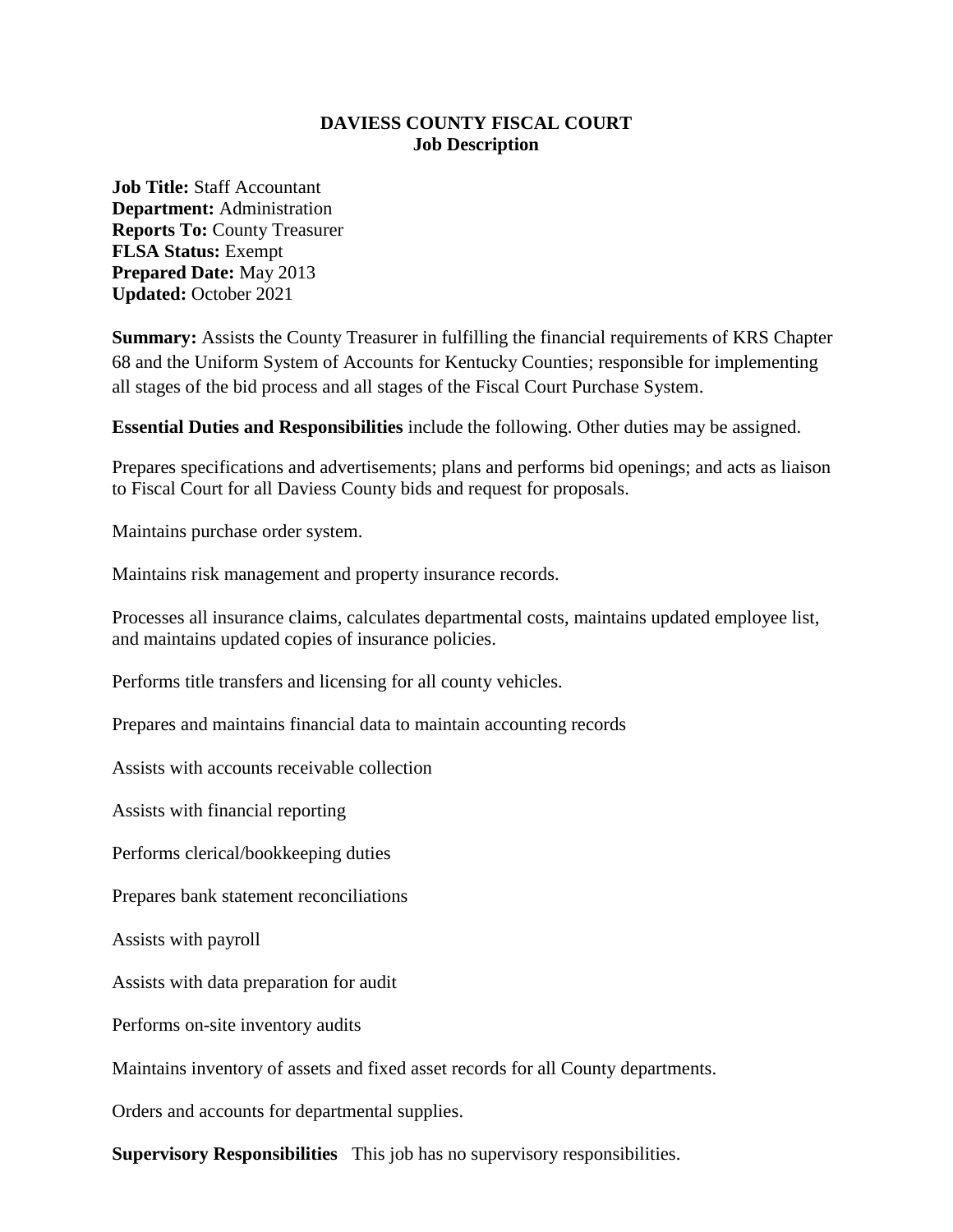# DAVIESS COUNTY FISCAL COURT
## Job Description

**Job Title:** Staff Accountant
**Department:** Administration
**Reports To:** County Treasurer
**FLSA Status:** Exempt
**Prepared Date:** May 2013
**Updated:** October 2021

**Summary:** Assists the County Treasurer in fulfilling the financial requirements of KRS Chapter 68 and the Uniform System of Accounts for Kentucky Counties; responsible for implementing all stages of the bid process and all stages of the Fiscal Court Purchase System.

**Essential Duties and Responsibilities** include the following. Other duties may be assigned.

Prepares specifications and advertisements; plans and performs bid openings; and acts as liaison to Fiscal Court for all Daviess County bids and request for proposals.

Maintains purchase order system.

Maintains risk management and property insurance records.

Processes all insurance claims, calculates departmental costs, maintains updated employee list, and maintains updated copies of insurance policies.

Performs title transfers and licensing for all county vehicles.

Prepares and maintains financial data to maintain accounting records

Assists with accounts receivable collection

Assists with financial reporting

Performs clerical/bookkeeping duties

Prepares bank statement reconciliations

Assists with payroll

Assists with data preparation for audit

Performs on-site inventory audits

Maintains inventory of assets and fixed asset records for all County departments.

Orders and accounts for departmental supplies.

**Supervisory Responsibilities** This job has no supervisory responsibilities.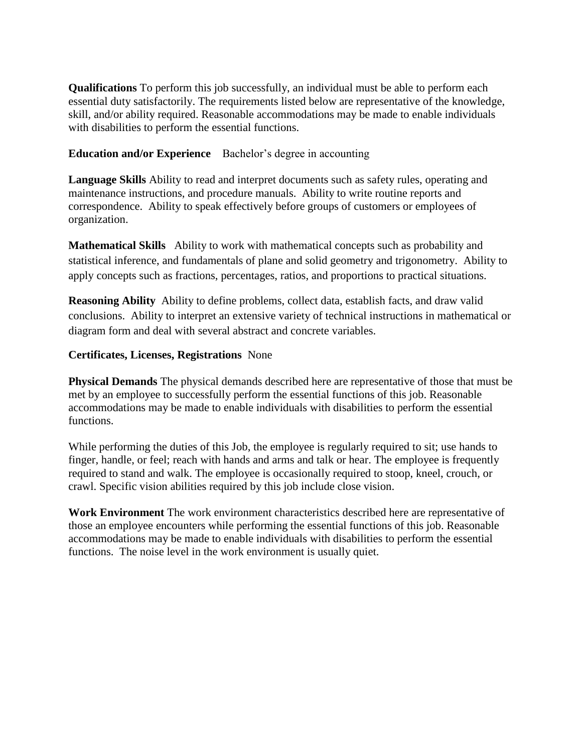**Qualifications** To perform this job successfully, an individual must be able to perform each essential duty satisfactorily. The requirements listed below are representative of the knowledge, skill, and/or ability required. Reasonable accommodations may be made to enable individuals with disabilities to perform the essential functions.

**Education and/or Experience** Bachelor's degree in accounting

**Language Skills** Ability to read and interpret documents such as safety rules, operating and maintenance instructions, and procedure manuals. Ability to write routine reports and correspondence. Ability to speak effectively before groups of customers or employees of organization.

**Mathematical Skills** Ability to work with mathematical concepts such as probability and statistical inference, and fundamentals of plane and solid geometry and trigonometry. Ability to apply concepts such as fractions, percentages, ratios, and proportions to practical situations.

**Reasoning Ability** Ability to define problems, collect data, establish facts, and draw valid conclusions. Ability to interpret an extensive variety of technical instructions in mathematical or diagram form and deal with several abstract and concrete variables.

**Certificates, Licenses, Registrations** None

**Physical Demands** The physical demands described here are representative of those that must be met by an employee to successfully perform the essential functions of this job. Reasonable accommodations may be made to enable individuals with disabilities to perform the essential functions.

While performing the duties of this Job, the employee is regularly required to sit; use hands to finger, handle, or feel; reach with hands and arms and talk or hear. The employee is frequently required to stand and walk. The employee is occasionally required to stoop, kneel, crouch, or crawl. Specific vision abilities required by this job include close vision.

**Work Environment** The work environment characteristics described here are representative of those an employee encounters while performing the essential functions of this job. Reasonable accommodations may be made to enable individuals with disabilities to perform the essential functions. The noise level in the work environment is usually quiet.